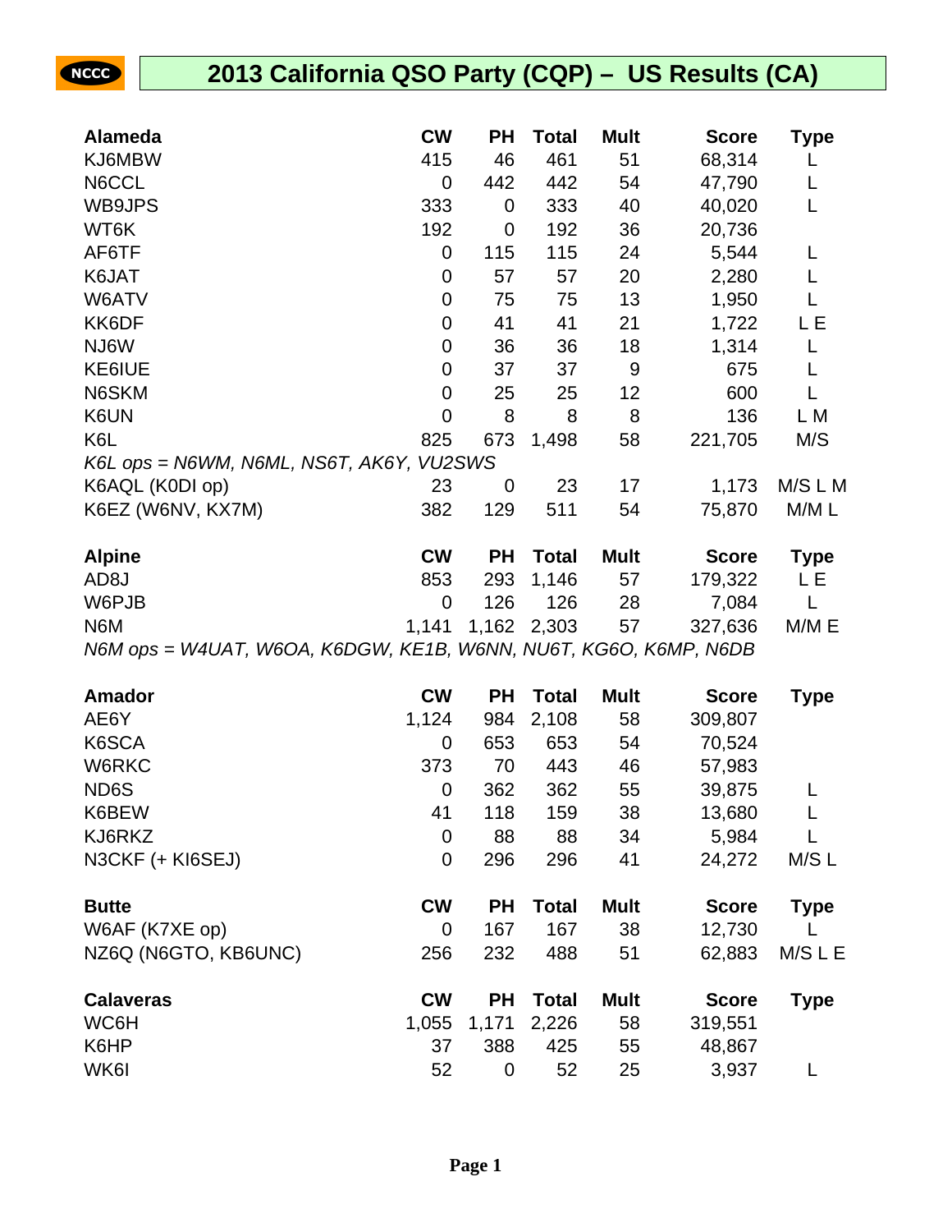# 2013 California QSO Party (CQP) – US Results (CA)

| Alameda | CW | PH | Total | Mult | Score | Type |
|---|---|---|---|---|---|---|
| KJ6MBW | 415 | 46 | 461 | 51 | 68,314 | L |
| N6CCL | 0 | 442 | 442 | 54 | 47,790 | L |
| WB9JPS | 333 | 0 | 333 | 40 | 40,020 | L |
| WT6K | 192 | 0 | 192 | 36 | 20,736 | |
| AF6TF | 0 | 115 | 115 | 24 | 5,544 | L |
| K6JAT | 0 | 57 | 57 | 20 | 2,280 | L |
| W6ATV | 0 | 75 | 75 | 13 | 1,950 | L |
| KK6DF | 0 | 41 | 41 | 21 | 1,722 | L E |
| NJ6W | 0 | 36 | 36 | 18 | 1,314 | L |
| KE6IUE | 0 | 37 | 37 | 9 | 675 | L |
| N6SKM | 0 | 25 | 25 | 12 | 600 | L |
| K6UN | 0 | 8 | 8 | 8 | 136 | L M |
| K6L | 825 | 673 | 1,498 | 58 | 221,705 | M/S |
| *K6L ops = N6WM, N6ML, NS6T, AK6Y, VU2SWS* | | | | | | |
| K6AQL (K0DI op) | 23 | 0 | 23 | 17 | 1,173 | M/S L M |
| K6EZ (W6NV, KX7M) | 382 | 129 | 511 | 54 | 75,870 | M/M L |

| Alpine | CW | PH | Total | Mult | Score | Type |
|---|---|---|---|---|---|---|
| AD8J | 853 | 293 | 1,146 | 57 | 179,322 | L E |
| W6PJB | 0 | 126 | 126 | 28 | 7,084 | L |
| N6M | 1,141 | 1,162 | 2,303 | 57 | 327,636 | M/M E |
| *N6M ops = W4UAT, W6OA, K6DGW, KE1B, W6NN, NU6T, KG6O, K6MP, N6DB* | | | | | | |

| Amador | CW | PH | Total | Mult | Score | Type |
|---|---|---|---|---|---|---|
| AE6Y | 1,124 | 984 | 2,108 | 58 | 309,807 | |
| K6SCA | 0 | 653 | 653 | 54 | 70,524 | |
| W6RKC | 373 | 70 | 443 | 46 | 57,983 | |
| ND6S | 0 | 362 | 362 | 55 | 39,875 | L |
| K6BEW | 41 | 118 | 159 | 38 | 13,680 | L |
| KJ6RKZ | 0 | 88 | 88 | 34 | 5,984 | L |
| N3CKF (+ KI6SEJ) | 0 | 296 | 296 | 41 | 24,272 | M/S L |

| Butte | CW | PH | Total | Mult | Score | Type |
|---|---|---|---|---|---|---|
| W6AF (K7XE op) | 0 | 167 | 167 | 38 | 12,730 | L |
| NZ6Q (N6GTO, KB6UNC) | 256 | 232 | 488 | 51 | 62,883 | M/S L E |

| Calaveras | CW | PH | Total | Mult | Score | Type |
|---|---|---|---|---|---|---|
| WC6H | 1,055 | 1,171 | 2,226 | 58 | 319,551 | |
| K6HP | 37 | 388 | 425 | 55 | 48,867 | |
| WK6I | 52 | 0 | 52 | 25 | 3,937 | L |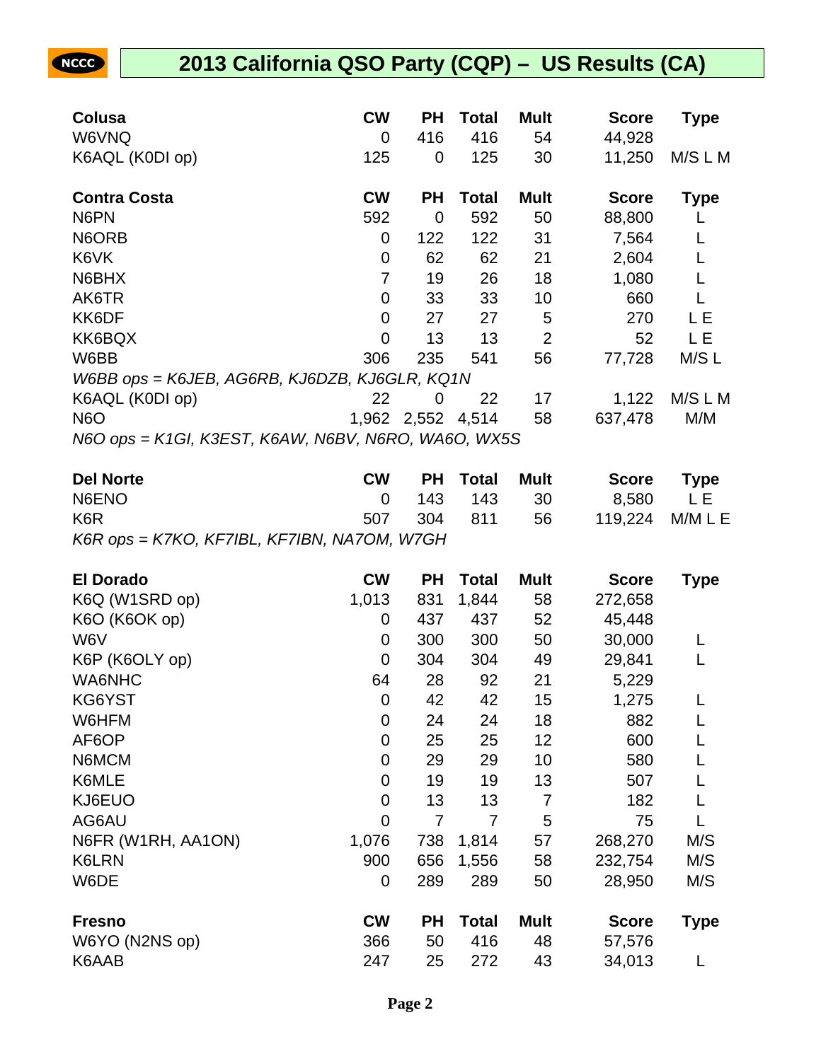# 2013 California QSO Party (CQP) – US Results (CA)

| Colusa | CW | PH | Total | Mult | Score | Type |
|---|---|---|---|---|---|---|
| W6VNQ | 0 | 416 | 416 | 54 | 44,928 | |
| K6AQL (K0DI op) | 125 | 0 | 125 | 30 | 11,250 | M/S L M |

| Contra Costa | CW | PH | Total | Mult | Score | Type |
|---|---|---|---|---|---|---|
| N6PN | 592 | 0 | 592 | 50 | 88,800 | L |
| N6ORB | 0 | 122 | 122 | 31 | 7,564 | L |
| K6VK | 0 | 62 | 62 | 21 | 2,604 | L |
| N6BHX | 7 | 19 | 26 | 18 | 1,080 | L |
| AK6TR | 0 | 33 | 33 | 10 | 660 | L |
| KK6DF | 0 | 27 | 27 | 5 | 270 | L E |
| KK6BQX | 0 | 13 | 13 | 2 | 52 | L E |
| W6BB | 306 | 235 | 541 | 56 | 77,728 | M/S L |
| *W6BB ops = K6JEB, AG6RB, KJ6DZB, KJ6GLR, KQ1N* | | | | | | |
| K6AQL (K0DI op) | 22 | 0 | 22 | 17 | 1,122 | M/S L M |
| N6O | 1,962 | 2,552 | 4,514 | 58 | 637,478 | M/M |
| *N6O ops = K1GI, K3EST, K6AW, N6BV, N6RO, WA6O, WX5S* | | | | | | |

| Del Norte | CW | PH | Total | Mult | Score | Type |
|---|---|---|---|---|---|---|
| N6ENO | 0 | 143 | 143 | 30 | 8,580 | L E |
| K6R | 507 | 304 | 811 | 56 | 119,224 | M/M L E |
| *K6R ops = K7KO, KF7IBL, KF7IBN, NA7OM, W7GH* | | | | | | |

| El Dorado | CW | PH | Total | Mult | Score | Type |
|---|---|---|---|---|---|---|
| K6Q (W1SRD op) | 1,013 | 831 | 1,844 | 58 | 272,658 | |
| K6O (K6OK op) | 0 | 437 | 437 | 52 | 45,448 | |
| W6V | 0 | 300 | 300 | 50 | 30,000 | L |
| K6P (K6OLY op) | 0 | 304 | 304 | 49 | 29,841 | L |
| WA6NHC | 64 | 28 | 92 | 21 | 5,229 | |
| KG6YST | 0 | 42 | 42 | 15 | 1,275 | L |
| W6HFM | 0 | 24 | 24 | 18 | 882 | L |
| AF6OP | 0 | 25 | 25 | 12 | 600 | L |
| N6MCM | 0 | 29 | 29 | 10 | 580 | L |
| K6MLE | 0 | 19 | 19 | 13 | 507 | L |
| KJ6EUO | 0 | 13 | 13 | 7 | 182 | L |
| AG6AU | 0 | 7 | 7 | 5 | 75 | L |
| N6FR (W1RH, AA1ON) | 1,076 | 738 | 1,814 | 57 | 268,270 | M/S |
| K6LRN | 900 | 656 | 1,556 | 58 | 232,754 | M/S |
| W6DE | 0 | 289 | 289 | 50 | 28,950 | M/S |

| Fresno | CW | PH | Total | Mult | Score | Type |
|---|---|---|---|---|---|---|
| W6YO (N2NS op) | 366 | 50 | 416 | 48 | 57,576 | |
| K6AAB | 247 | 25 | 272 | 43 | 34,013 | L |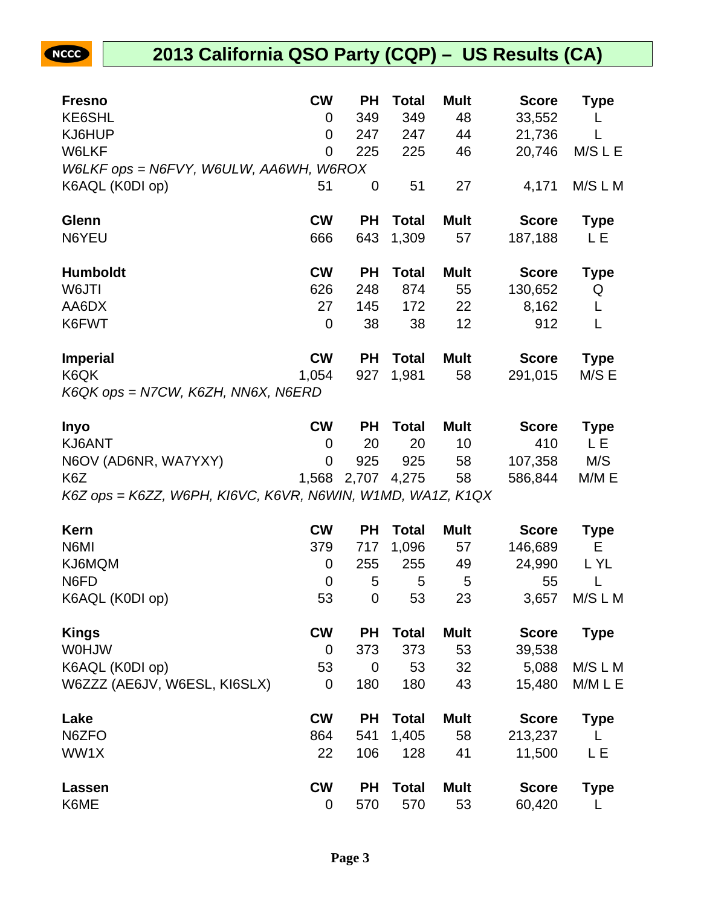# 2013 California QSO Party (CQP) – US Results (CA)

| Fresno | CW | PH | Total | Mult | Score | Type |
|---|---|---|---|---|---|---|
| KE6SHL | 0 | 349 | 349 | 48 | 33,552 | L |
| KJ6HUP | 0 | 247 | 247 | 44 | 21,736 | L |
| W6LKF | 0 | 225 | 225 | 46 | 20,746 | M/S L E |
| *W6LKF ops = N6FVY, W6ULW, AA6WH, W6ROX* | | | | | | |
| K6AQL (K0DI op) | 51 | 0 | 51 | 27 | 4,171 | M/S L M |

| Glenn | CW | PH | Total | Mult | Score | Type |
|---|---|---|---|---|---|---|
| N6YEU | 666 | 643 | 1,309 | 57 | 187,188 | L E |

| Humboldt | CW | PH | Total | Mult | Score | Type |
|---|---|---|---|---|---|---|
| W6JTI | 626 | 248 | 874 | 55 | 130,652 | Q |
| AA6DX | 27 | 145 | 172 | 22 | 8,162 | L |
| K6FWT | 0 | 38 | 38 | 12 | 912 | L |

| Imperial | CW | PH | Total | Mult | Score | Type |
|---|---|---|---|---|---|---|
| K6QK | 1,054 | 927 | 1,981 | 58 | 291,015 | M/S E |
| *K6QK ops = N7CW, K6ZH, NN6X, N6ERD* | | | | | | |

| Inyo | CW | PH | Total | Mult | Score | Type |
|---|---|---|---|---|---|---|
| KJ6ANT | 0 | 20 | 20 | 10 | 410 | L E |
| N6OV (AD6NR, WA7YXY) | 0 | 925 | 925 | 58 | 107,358 | M/S |
| K6Z | 1,568 | 2,707 | 4,275 | 58 | 586,844 | M/M E |
| *K6Z ops = K6ZZ, W6PH, KI6VC, K6VR, N6WIN, W1MD, WA1Z, K1QX* | | | | | | |

| Kern | CW | PH | Total | Mult | Score | Type |
|---|---|---|---|---|---|---|
| N6MI | 379 | 717 | 1,096 | 57 | 146,689 | E |
| KJ6MQM | 0 | 255 | 255 | 49 | 24,990 | L YL |
| N6FD | 0 | 5 | 5 | 5 | 55 | L |
| K6AQL (K0DI op) | 53 | 0 | 53 | 23 | 3,657 | M/S L M |

| Kings | CW | PH | Total | Mult | Score | Type |
|---|---|---|---|---|---|---|
| W0HJW | 0 | 373 | 373 | 53 | 39,538 | |
| K6AQL (K0DI op) | 53 | 0 | 53 | 32 | 5,088 | M/S L M |
| W6ZZZ (AE6JV, W6ESL, KI6SLX) | 0 | 180 | 180 | 43 | 15,480 | M/M L E |

| Lake | CW | PH | Total | Mult | Score | Type |
|---|---|---|---|---|---|---|
| N6ZFO | 864 | 541 | 1,405 | 58 | 213,237 | L |
| WW1X | 22 | 106 | 128 | 41 | 11,500 | L E |

| Lassen | CW | PH | Total | Mult | Score | Type |
|---|---|---|---|---|---|---|
| K6ME | 0 | 570 | 570 | 53 | 60,420 | L |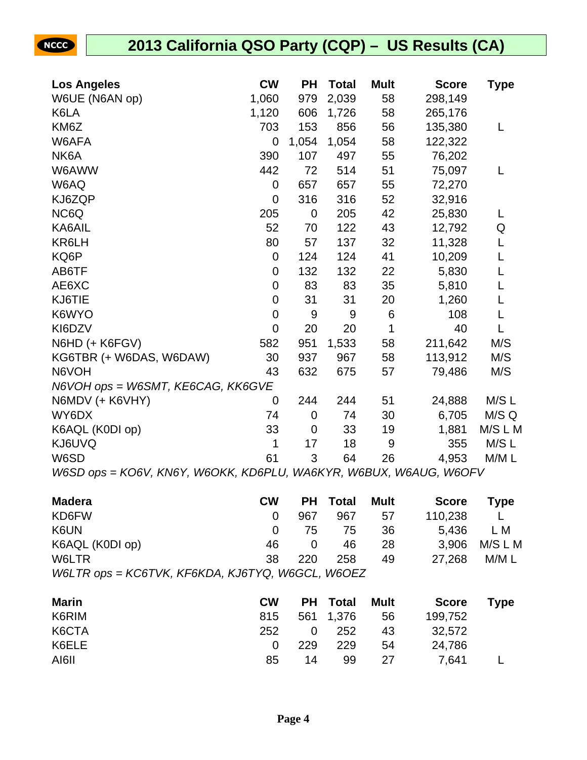# 2013 California QSO Party (CQP) – US Results (CA)

| Los Angeles | CW | PH | Total | Mult | Score | Type |
|---|---|---|---|---|---|---|
| W6UE (N6AN op) | 1,060 | 979 | 2,039 | 58 | 298,149 | |
| K6LA | 1,120 | 606 | 1,726 | 58 | 265,176 | |
| KM6Z | 703 | 153 | 856 | 56 | 135,380 | L |
| W6AFA | 0 | 1,054 | 1,054 | 58 | 122,322 | |
| NK6A | 390 | 107 | 497 | 55 | 76,202 | |
| W6AWW | 442 | 72 | 514 | 51 | 75,097 | L |
| W6AQ | 0 | 657 | 657 | 55 | 72,270 | |
| KJ6ZQP | 0 | 316 | 316 | 52 | 32,916 | |
| NC6Q | 205 | 0 | 205 | 42 | 25,830 | L |
| KA6AIL | 52 | 70 | 122 | 43 | 12,792 | Q |
| KR6LH | 80 | 57 | 137 | 32 | 11,328 | L |
| KQ6P | 0 | 124 | 124 | 41 | 10,209 | L |
| AB6TF | 0 | 132 | 132 | 22 | 5,830 | L |
| AE6XC | 0 | 83 | 83 | 35 | 5,810 | L |
| KJ6TIE | 0 | 31 | 31 | 20 | 1,260 | L |
| K6WYO | 0 | 9 | 9 | 6 | 108 | L |
| KI6DZV | 0 | 20 | 20 | 1 | 40 | L |
| N6HD (+ K6FGV) | 582 | 951 | 1,533 | 58 | 211,642 | M/S |
| KG6TBR (+ W6DAS, W6DAW) | 30 | 937 | 967 | 58 | 113,912 | M/S |
| N6VOH | 43 | 632 | 675 | 57 | 79,486 | M/S |
| *N6VOH ops = W6SMT, KE6CAG, KK6GVE* | | | | | | |
| N6MDV (+ K6VHY) | 0 | 244 | 244 | 51 | 24,888 | M/S L |
| WY6DX | 74 | 0 | 74 | 30 | 6,705 | M/S Q |
| K6AQL (K0DI op) | 33 | 0 | 33 | 19 | 1,881 | M/S L M |
| KJ6UVQ | 1 | 17 | 18 | 9 | 355 | M/S L |
| W6SD | 61 | 3 | 64 | 26 | 4,953 | M/M L |
| *W6SD ops = KO6V, KN6Y, W6OKK, KD6PLU, WA6KYR, W6BUX, W6AUG, W6OFV* | | | | | | |

| Madera | CW | PH | Total | Mult | Score | Type |
|---|---|---|---|---|---|---|
| KD6FW | 0 | 967 | 967 | 57 | 110,238 | L |
| K6UN | 0 | 75 | 75 | 36 | 5,436 | L M |
| K6AQL (K0DI op) | 46 | 0 | 46 | 28 | 3,906 | M/S L M |
| W6LTR | 38 | 220 | 258 | 49 | 27,268 | M/M L |
| *W6LTR ops = KC6TVK, KF6KDA, KJ6TYQ, W6GCL, W6OEZ* | | | | | | |

| Marin | CW | PH | Total | Mult | Score | Type |
|---|---|---|---|---|---|---|
| K6RIM | 815 | 561 | 1,376 | 56 | 199,752 | |
| K6CTA | 252 | 0 | 252 | 43 | 32,572 | |
| K6ELE | 0 | 229 | 229 | 54 | 24,786 | |
| AI6II | 85 | 14 | 99 | 27 | 7,641 | L |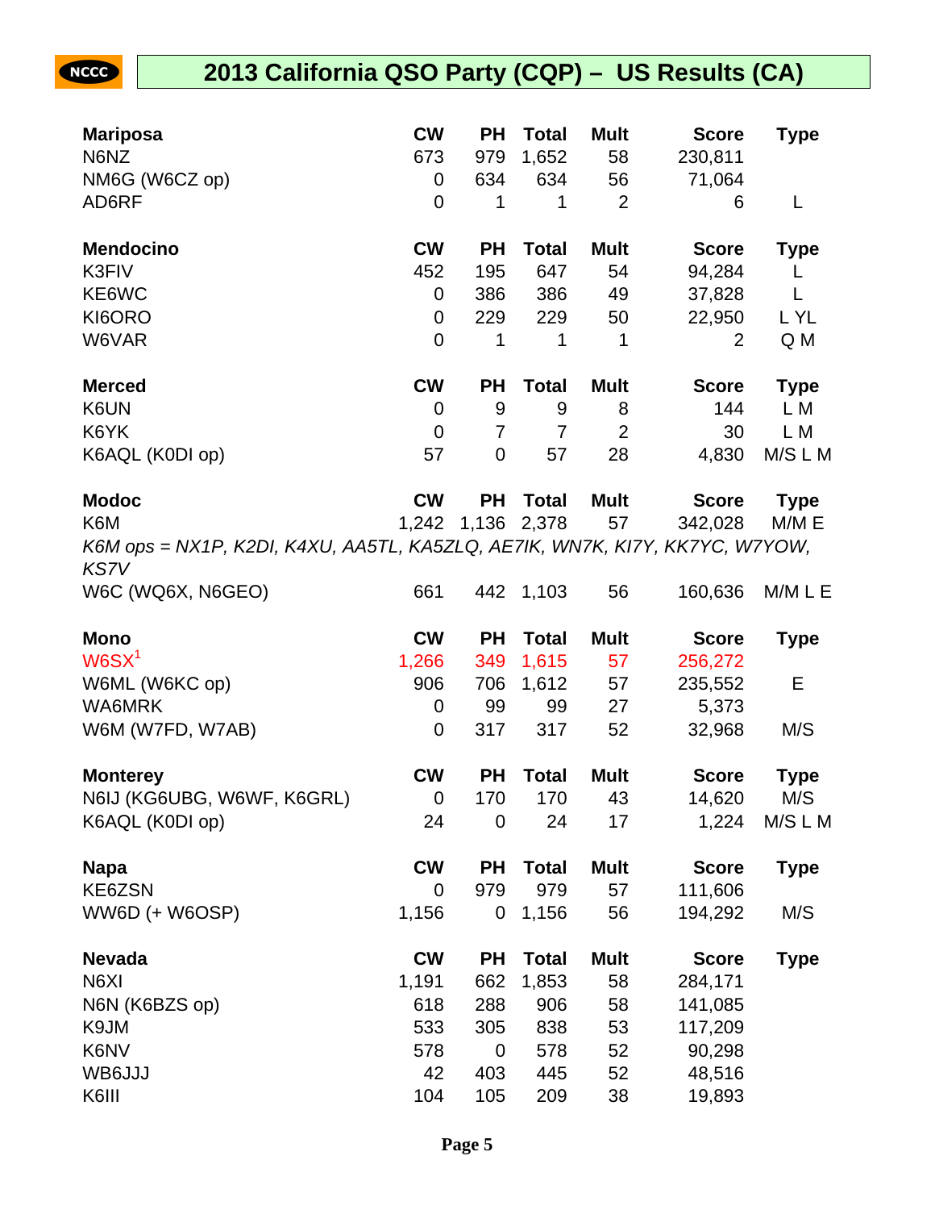## 2013 California QSO Party (CQP) – US Results (CA)

| Mariposa | CW | PH | Total | Mult | Score | Type |
|---|---|---|---|---|---|---|
| N6NZ | 673 | 979 | 1,652 | 58 | 230,811 | |
| NM6G (W6CZ op) | 0 | 634 | 634 | 56 | 71,064 | |
| AD6RF | 0 | 1 | 1 | 2 | 6 | L |

| Mendocino | CW | PH | Total | Mult | Score | Type |
|---|---|---|---|---|---|---|
| K3FIV | 452 | 195 | 647 | 54 | 94,284 | L |
| KE6WC | 0 | 386 | 386 | 49 | 37,828 | L |
| KI6ORO | 0 | 229 | 229 | 50 | 22,950 | L YL |
| W6VAR | 0 | 1 | 1 | 1 | 2 | Q M |

| Merced | CW | PH | Total | Mult | Score | Type |
|---|---|---|---|---|---|---|
| K6UN | 0 | 9 | 9 | 8 | 144 | L M |
| K6YK | 0 | 7 | 7 | 2 | 30 | L M |
| K6AQL (K0DI op) | 57 | 0 | 57 | 28 | 4,830 | M/S L M |

| Modoc | CW | PH | Total | Mult | Score | Type |
|---|---|---|---|---|---|---|
| K6M | 1,242 | 1,136 | 2,378 | 57 | 342,028 | M/M E |

*K6M ops = NX1P, K2DI, K4XU, AA5TL, KA5ZLQ, AE7IK, WN7K, KI7Y, KK7YC, W7YOW, KS7V*

| | CW | PH | Total | Mult | Score | Type |
|---|---|---|---|---|---|---|
| W6C (WQ6X, N6GEO) | 661 | 442 | 1,103 | 56 | 160,636 | M/M L E |

| Mono | CW | PH | Total | Mult | Score | Type |
|---|---|---|---|---|---|---|
| W6SX[1] | 1,266 | 349 | 1,615 | 57 | 256,272 | |
| W6ML (W6KC op) | 906 | 706 | 1,612 | 57 | 235,552 | E |
| WA6MRK | 0 | 99 | 99 | 27 | 5,373 | |
| W6M (W7FD, W7AB) | 0 | 317 | 317 | 52 | 32,968 | M/S |

| Monterey | CW | PH | Total | Mult | Score | Type |
|---|---|---|---|---|---|---|
| N6IJ (KG6UBG, W6WF, K6GRL) | 0 | 170 | 170 | 43 | 14,620 | M/S |
| K6AQL (K0DI op) | 24 | 0 | 24 | 17 | 1,224 | M/S L M |

| Napa | CW | PH | Total | Mult | Score | Type |
|---|---|---|---|---|---|---|
| KE6ZSN | 0 | 979 | 979 | 57 | 111,606 | |
| WW6D (+ W6OSP) | 1,156 | 0 | 1,156 | 56 | 194,292 | M/S |

| Nevada | CW | PH | Total | Mult | Score | Type |
|---|---|---|---|---|---|---|
| N6XI | 1,191 | 662 | 1,853 | 58 | 284,171 | |
| N6N (K6BZS op) | 618 | 288 | 906 | 58 | 141,085 | |
| K9JM | 533 | 305 | 838 | 53 | 117,209 | |
| K6NV | 578 | 0 | 578 | 52 | 90,298 | |
| WB6JJJ | 42 | 403 | 445 | 52 | 48,516 | |
| K6III | 104 | 105 | 209 | 38 | 19,893 | |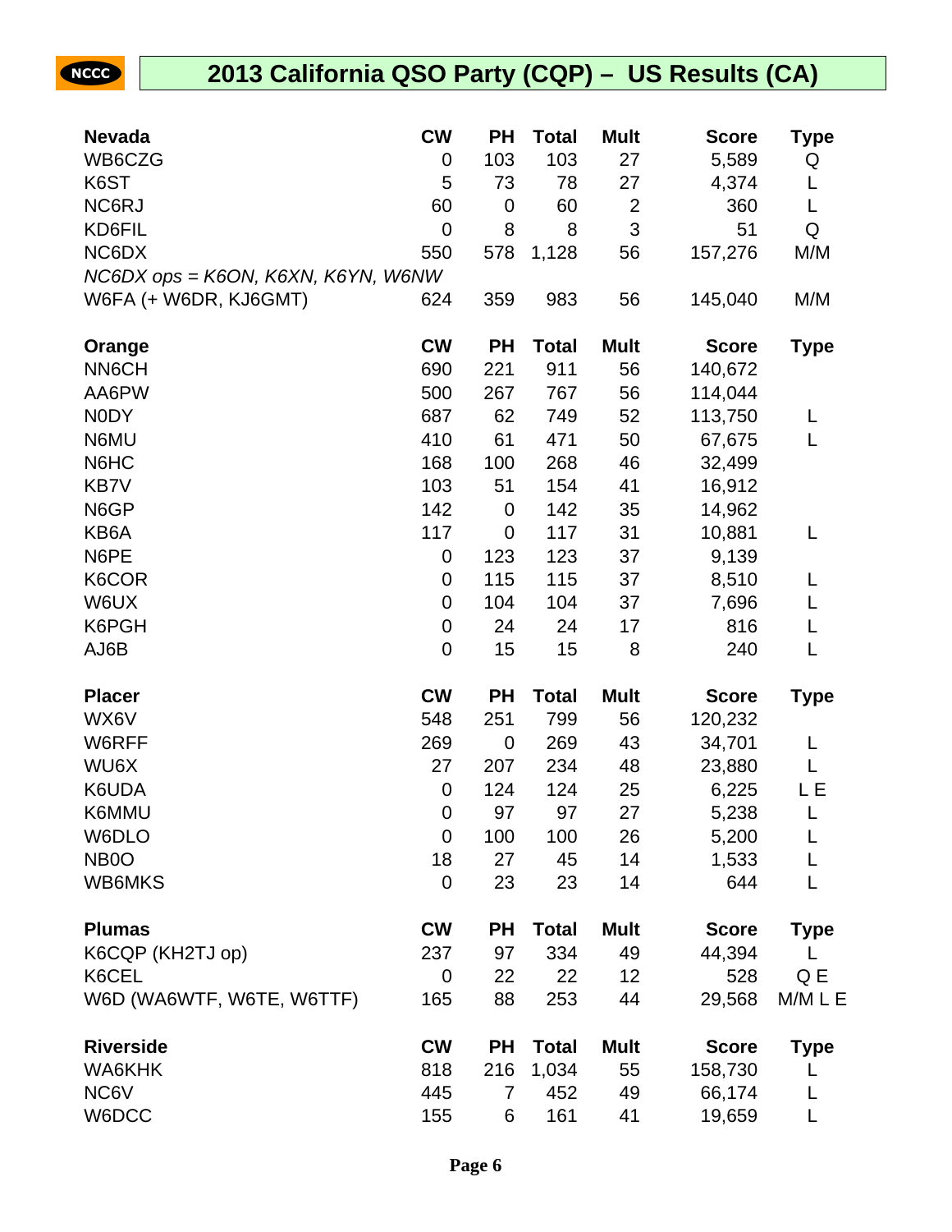# 2013 California QSO Party (CQP) – US Results (CA)

| Nevada | CW | PH | Total | Mult | Score | Type |
|---|---|---|---|---|---|---|
| WB6CZG | 0 | 103 | 103 | 27 | 5,589 | Q |
| K6ST | 5 | 73 | 78 | 27 | 4,374 | L |
| NC6RJ | 60 | 0 | 60 | 2 | 360 | L |
| KD6FIL | 0 | 8 | 8 | 3 | 51 | Q |
| NC6DX | 550 | 578 | 1,128 | 56 | 157,276 | M/M |
| *NC6DX ops = K6ON, K6XN, K6YN, W6NW* | | | | | | |
| W6FA (+ W6DR, KJ6GMT) | 624 | 359 | 983 | 56 | 145,040 | M/M |

| Orange | CW | PH | Total | Mult | Score | Type |
|---|---|---|---|---|---|---|
| NN6CH | 690 | 221 | 911 | 56 | 140,672 | |
| AA6PW | 500 | 267 | 767 | 56 | 114,044 | |
| N0DY | 687 | 62 | 749 | 52 | 113,750 | L |
| N6MU | 410 | 61 | 471 | 50 | 67,675 | L |
| N6HC | 168 | 100 | 268 | 46 | 32,499 | |
| KB7V | 103 | 51 | 154 | 41 | 16,912 | |
| N6GP | 142 | 0 | 142 | 35 | 14,962 | |
| KB6A | 117 | 0 | 117 | 31 | 10,881 | L |
| N6PE | 0 | 123 | 123 | 37 | 9,139 | |
| K6COR | 0 | 115 | 115 | 37 | 8,510 | L |
| W6UX | 0 | 104 | 104 | 37 | 7,696 | L |
| K6PGH | 0 | 24 | 24 | 17 | 816 | L |
| AJ6B | 0 | 15 | 15 | 8 | 240 | L |

| Placer | CW | PH | Total | Mult | Score | Type |
|---|---|---|---|---|---|---|
| WX6V | 548 | 251 | 799 | 56 | 120,232 | |
| W6RFF | 269 | 0 | 269 | 43 | 34,701 | L |
| WU6X | 27 | 207 | 234 | 48 | 23,880 | L |
| K6UDA | 0 | 124 | 124 | 25 | 6,225 | L E |
| K6MMU | 0 | 97 | 97 | 27 | 5,238 | L |
| W6DLO | 0 | 100 | 100 | 26 | 5,200 | L |
| NB0O | 18 | 27 | 45 | 14 | 1,533 | L |
| WB6MKS | 0 | 23 | 23 | 14 | 644 | L |

| Plumas | CW | PH | Total | Mult | Score | Type |
|---|---|---|---|---|---|---|
| K6CQP (KH2TJ op) | 237 | 97 | 334 | 49 | 44,394 | L |
| K6CEL | 0 | 22 | 22 | 12 | 528 | Q E |
| W6D (WA6WTF, W6TE, W6TTF) | 165 | 88 | 253 | 44 | 29,568 | M/M L E |

| Riverside | CW | PH | Total | Mult | Score | Type |
|---|---|---|---|---|---|---|
| WA6KHK | 818 | 216 | 1,034 | 55 | 158,730 | L |
| NC6V | 445 | 7 | 452 | 49 | 66,174 | L |
| W6DCC | 155 | 6 | 161 | 41 | 19,659 | L |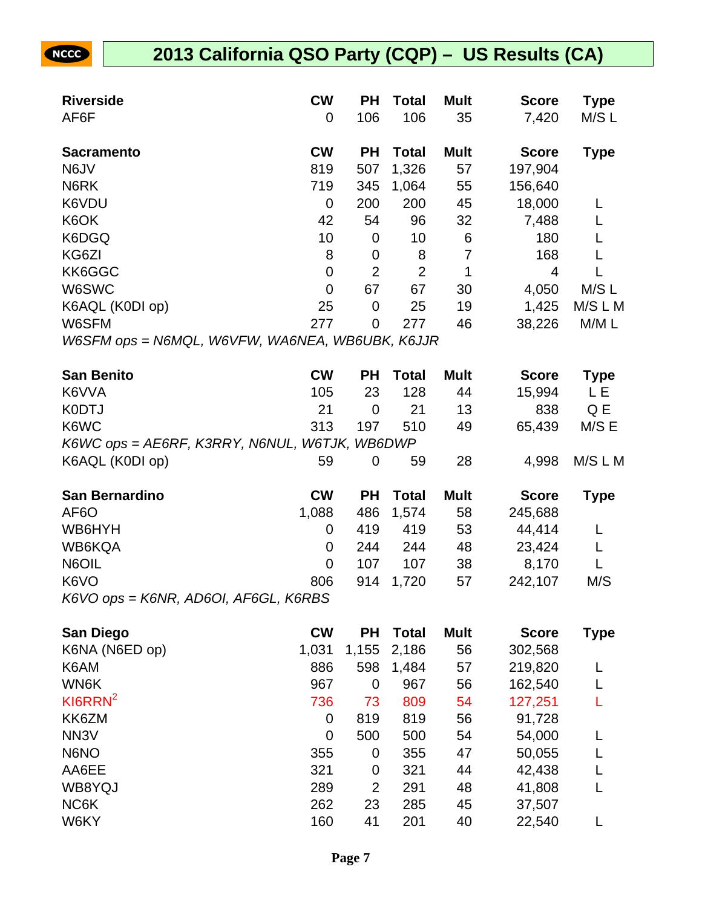# 2013 California QSO Party (CQP) – US Results (CA)

| Riverside | CW | PH | Total | Mult | Score | Type |
|---|---|---|---|---|---|---|
| AF6F | 0 | 106 | 106 | 35 | 7,420 | M/S L |

| Sacramento | CW | PH | Total | Mult | Score | Type |
|---|---|---|---|---|---|---|
| N6JV | 819 | 507 | 1,326 | 57 | 197,904 | |
| N6RK | 719 | 345 | 1,064 | 55 | 156,640 | |
| K6VDU | 0 | 200 | 200 | 45 | 18,000 | L |
| K6OK | 42 | 54 | 96 | 32 | 7,488 | L |
| K6DGQ | 10 | 0 | 10 | 6 | 180 | L |
| KG6ZI | 8 | 0 | 8 | 7 | 168 | L |
| KK6GGC | 0 | 2 | 2 | 1 | 4 | L |
| W6SWC | 0 | 67 | 67 | 30 | 4,050 | M/S L |
| K6AQL (K0DI op) | 25 | 0 | 25 | 19 | 1,425 | M/S L M |
| W6SFM | 277 | 0 | 277 | 46 | 38,226 | M/M L |

*W6SFM ops = N6MQL, W6VFW, WA6NEA, WB6UBK, K6JJR*

| San Benito | CW | PH | Total | Mult | Score | Type |
|---|---|---|---|---|---|---|
| K6VVA | 105 | 23 | 128 | 44 | 15,994 | L E |
| K0DTJ | 21 | 0 | 21 | 13 | 838 | Q E |
| K6WC | 313 | 197 | 510 | 49 | 65,439 | M/S E |
| K6AQL (K0DI op) | 59 | 0 | 59 | 28 | 4,998 | M/S L M |

*K6WC ops = AE6RF, K3RRY, N6NUL, W6TJK, WB6DWP*

| San Bernardino | CW | PH | Total | Mult | Score | Type |
|---|---|---|---|---|---|---|
| AF6O | 1,088 | 486 | 1,574 | 58 | 245,688 | |
| WB6HYH | 0 | 419 | 419 | 53 | 44,414 | L |
| WB6KQA | 0 | 244 | 244 | 48 | 23,424 | L |
| N6OIL | 0 | 107 | 107 | 38 | 8,170 | L |
| K6VO | 806 | 914 | 1,720 | 57 | 242,107 | M/S |

*K6VO ops = K6NR, AD6OI, AF6GL, K6RBS*

| San Diego | CW | PH | Total | Mult | Score | Type |
|---|---|---|---|---|---|---|
| K6NA (N6ED op) | 1,031 | 1,155 | 2,186 | 56 | 302,568 | |
| K6AM | 886 | 598 | 1,484 | 57 | 219,820 | L |
| WN6K | 967 | 0 | 967 | 56 | 162,540 | L |
| KI6RRN[2] | 736 | 73 | 809 | 54 | 127,251 | L |
| KK6ZM | 0 | 819 | 819 | 56 | 91,728 | |
| NN3V | 0 | 500 | 500 | 54 | 54,000 | L |
| N6NO | 355 | 0 | 355 | 47 | 50,055 | L |
| AA6EE | 321 | 0 | 321 | 44 | 42,438 | L |
| WB8YQJ | 289 | 2 | 291 | 48 | 41,808 | L |
| NC6K | 262 | 23 | 285 | 45 | 37,507 | |
| W6KY | 160 | 41 | 201 | 40 | 22,540 | L |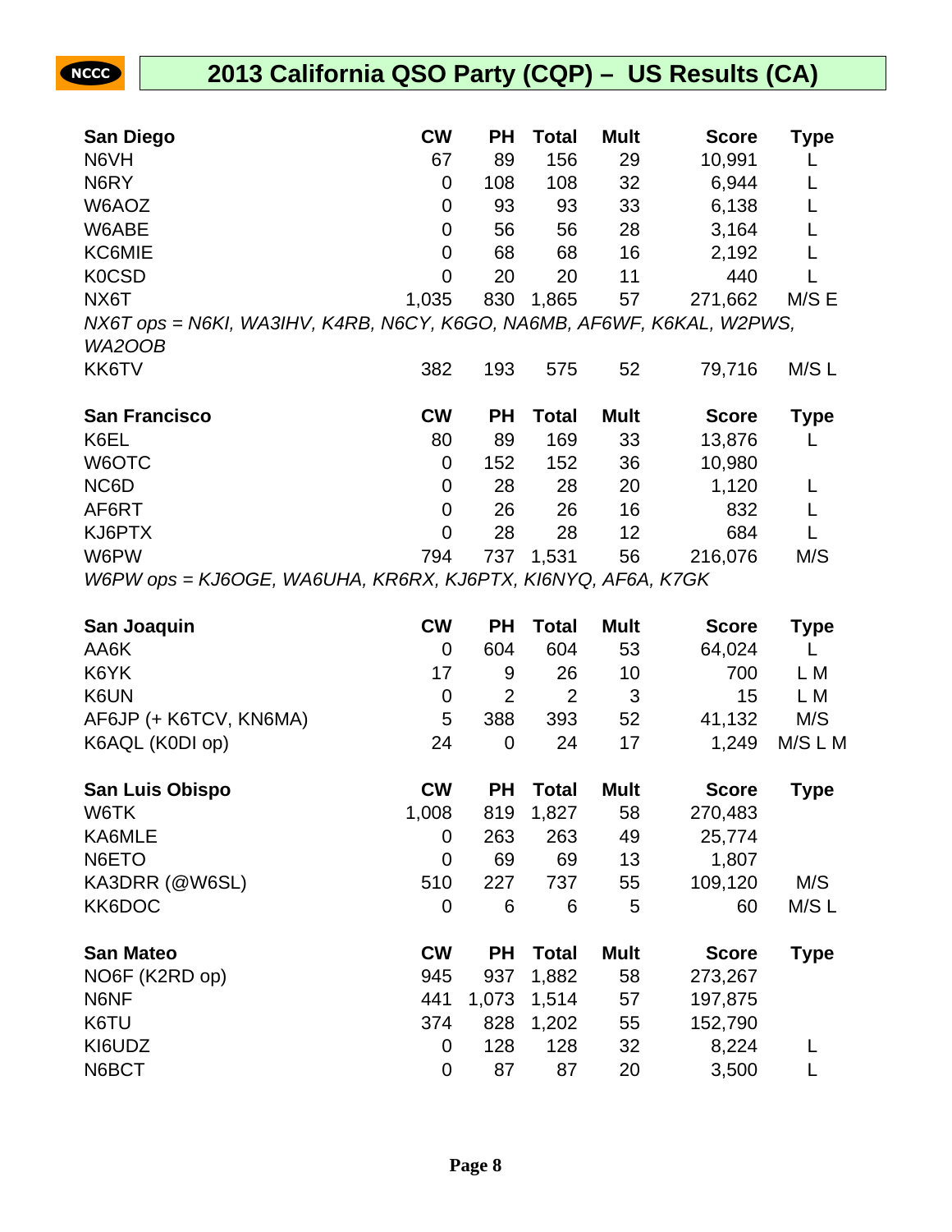# 2013 California QSO Party (CQP) – US Results (CA)

| San Diego | CW | PH | Total | Mult | Score | Type |
|---|---|---|---|---|---|---|
| N6VH | 67 | 89 | 156 | 29 | 10,991 | L |
| N6RY | 0 | 108 | 108 | 32 | 6,944 | L |
| W6AOZ | 0 | 93 | 93 | 33 | 6,138 | L |
| W6ABE | 0 | 56 | 56 | 28 | 3,164 | L |
| KC6MIE | 0 | 68 | 68 | 16 | 2,192 | L |
| K0CSD | 0 | 20 | 20 | 11 | 440 | L |
| NX6T | 1,035 | 830 | 1,865 | 57 | 271,662 | M/S E |

*NX6T ops = N6KI, WA3IHV, K4RB, N6CY, K6GO, NA6MB, AF6WF, K6KAL, W2PWS, WA2OOB*

| | CW | PH | Total | Mult | Score | Type |
|---|---|---|---|---|---|---|
| KK6TV | 382 | 193 | 575 | 52 | 79,716 | M/S L |

| San Francisco | CW | PH | Total | Mult | Score | Type |
|---|---|---|---|---|---|---|
| K6EL | 80 | 89 | 169 | 33 | 13,876 | L |
| W6OTC | 0 | 152 | 152 | 36 | 10,980 | |
| NC6D | 0 | 28 | 28 | 20 | 1,120 | L |
| AF6RT | 0 | 26 | 26 | 16 | 832 | L |
| KJ6PTX | 0 | 28 | 28 | 12 | 684 | L |
| W6PW | 794 | 737 | 1,531 | 56 | 216,076 | M/S |

*W6PW ops = KJ6OGE, WA6UHA, KR6RX, KJ6PTX, KI6NYQ, AF6A, K7GK*

| San Joaquin | CW | PH | Total | Mult | Score | Type |
|---|---|---|---|---|---|---|
| AA6K | 0 | 604 | 604 | 53 | 64,024 | L |
| K6YK | 17 | 9 | 26 | 10 | 700 | L M |
| K6UN | 0 | 2 | 2 | 3 | 15 | L M |
| AF6JP (+ K6TCV, KN6MA) | 5 | 388 | 393 | 52 | 41,132 | M/S |
| K6AQL (K0DI op) | 24 | 0 | 24 | 17 | 1,249 | M/S L M |

| San Luis Obispo | CW | PH | Total | Mult | Score | Type |
|---|---|---|---|---|---|---|
| W6TK | 1,008 | 819 | 1,827 | 58 | 270,483 | |
| KA6MLE | 0 | 263 | 263 | 49 | 25,774 | |
| N6ETO | 0 | 69 | 69 | 13 | 1,807 | |
| KA3DRR (@W6SL) | 510 | 227 | 737 | 55 | 109,120 | M/S |
| KK6DOC | 0 | 6 | 6 | 5 | 60 | M/S L |

| San Mateo | CW | PH | Total | Mult | Score | Type |
|---|---|---|---|---|---|---|
| NO6F (K2RD op) | 945 | 937 | 1,882 | 58 | 273,267 | |
| N6NF | 441 | 1,073 | 1,514 | 57 | 197,875 | |
| K6TU | 374 | 828 | 1,202 | 55 | 152,790 | |
| KI6UDZ | 0 | 128 | 128 | 32 | 8,224 | L |
| N6BCT | 0 | 87 | 87 | 20 | 3,500 | L |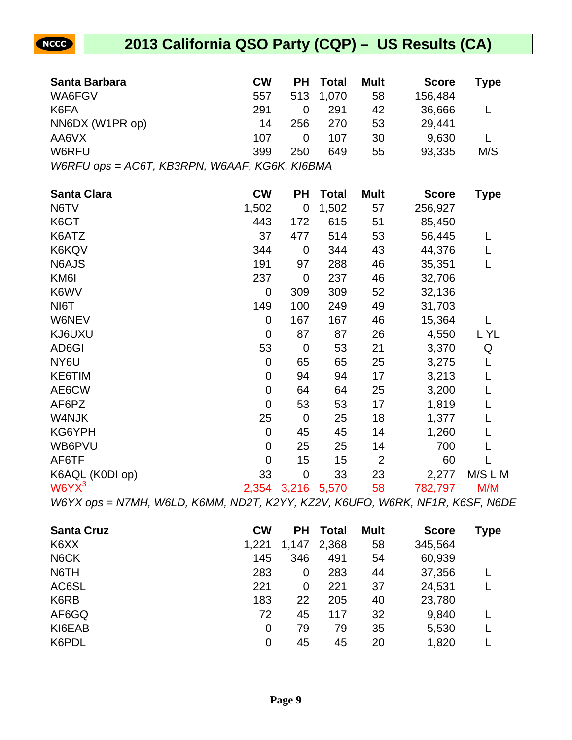# 2013 California QSO Party (CQP) – US Results (CA)

| Santa Barbara | CW | PH | Total | Mult | Score | Type |
|---|---|---|---|---|---|---|
| WA6FGV | 557 | 513 | 1,070 | 58 | 156,484 | |
| K6FA | 291 | 0 | 291 | 42 | 36,666 | L |
| NN6DX (W1PR op) | 14 | 256 | 270 | 53 | 29,441 | |
| AA6VX | 107 | 0 | 107 | 30 | 9,630 | L |
| W6RFU | 399 | 250 | 649 | 55 | 93,335 | M/S |

*W6RFU ops = AC6T, KB3RPN, W6AAF, KG6K, KI6BMA*

| Santa Clara | CW | PH | Total | Mult | Score | Type |
|---|---|---|---|---|---|---|
| N6TV | 1,502 | 0 | 1,502 | 57 | 256,927 | |
| K6GT | 443 | 172 | 615 | 51 | 85,450 | |
| K6ATZ | 37 | 477 | 514 | 53 | 56,445 | L |
| K6KQV | 344 | 0 | 344 | 43 | 44,376 | L |
| N6AJS | 191 | 97 | 288 | 46 | 35,351 | L |
| KM6I | 237 | 0 | 237 | 46 | 32,706 | |
| K6WV | 0 | 309 | 309 | 52 | 32,136 | |
| NI6T | 149 | 100 | 249 | 49 | 31,703 | |
| W6NEV | 0 | 167 | 167 | 46 | 15,364 | L |
| KJ6UXU | 0 | 87 | 87 | 26 | 4,550 | L YL |
| AD6GI | 53 | 0 | 53 | 21 | 3,370 | Q |
| NY6U | 0 | 65 | 65 | 25 | 3,275 | L |
| KE6TIM | 0 | 94 | 94 | 17 | 3,213 | L |
| AE6CW | 0 | 64 | 64 | 25 | 3,200 | L |
| AF6PZ | 0 | 53 | 53 | 17 | 1,819 | L |
| W4NJK | 25 | 0 | 25 | 18 | 1,377 | L |
| KG6YPH | 0 | 45 | 45 | 14 | 1,260 | L |
| WB6PVU | 0 | 25 | 25 | 14 | 700 | L |
| AF6TF | 0 | 15 | 15 | 2 | 60 | L |
| K6AQL (K0DI op) | 33 | 0 | 33 | 23 | 2,277 | M/S L M |
| W6YX[3] | 2,354 | 3,216 | 5,570 | 58 | 782,797 | M/M |

*W6YX ops = N7MH, W6LD, K6MM, ND2T, K2YY, KZ2V, K6UFO, W6RK, NF1R, K6SF, N6DE*

| Santa Cruz | CW | PH | Total | Mult | Score | Type |
|---|---|---|---|---|---|---|
| K6XX | 1,221 | 1,147 | 2,368 | 58 | 345,564 | |
| N6CK | 145 | 346 | 491 | 54 | 60,939 | |
| N6TH | 283 | 0 | 283 | 44 | 37,356 | L |
| AC6SL | 221 | 0 | 221 | 37 | 24,531 | L |
| K6RB | 183 | 22 | 205 | 40 | 23,780 | |
| AF6GQ | 72 | 45 | 117 | 32 | 9,840 | L |
| KI6EAB | 0 | 79 | 79 | 35 | 5,530 | L |
| K6PDL | 0 | 45 | 45 | 20 | 1,820 | L |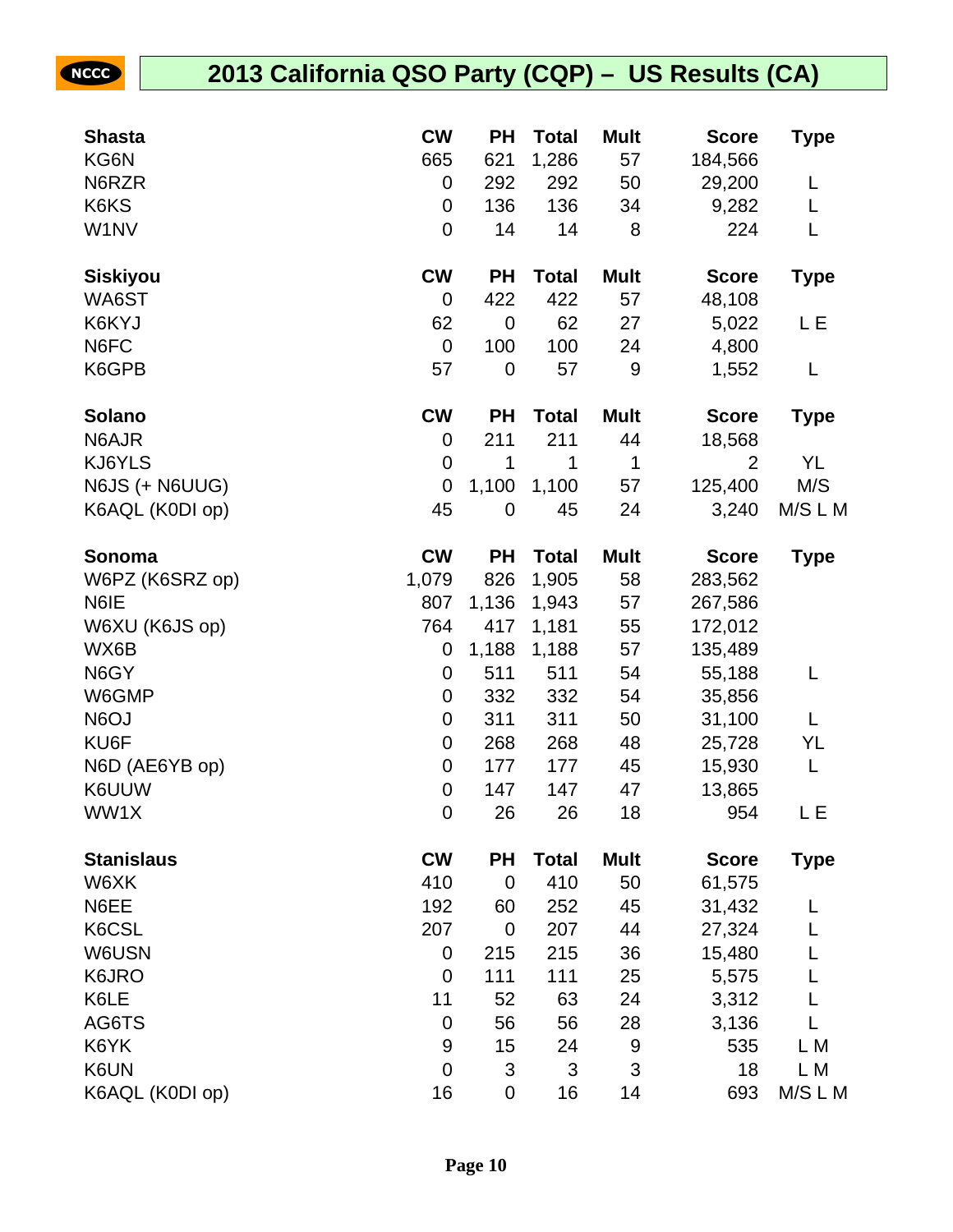## 2013 California QSO Party (CQP) – US Results (CA)

| Shasta | CW | PH | Total | Mult | Score | Type |
|---|---|---|---|---|---|---|
| KG6N | 665 | 621 | 1,286 | 57 | 184,566 | |
| N6RZR | 0 | 292 | 292 | 50 | 29,200 | L |
| K6KS | 0 | 136 | 136 | 34 | 9,282 | L |
| W1NV | 0 | 14 | 14 | 8 | 224 | L |

| Siskiyou | CW | PH | Total | Mult | Score | Type |
|---|---|---|---|---|---|---|
| WA6ST | 0 | 422 | 422 | 57 | 48,108 | |
| K6KYJ | 62 | 0 | 62 | 27 | 5,022 | L E |
| N6FC | 0 | 100 | 100 | 24 | 4,800 | |
| K6GPB | 57 | 0 | 57 | 9 | 1,552 | L |

| Solano | CW | PH | Total | Mult | Score | Type |
|---|---|---|---|---|---|---|
| N6AJR | 0 | 211 | 211 | 44 | 18,568 | |
| KJ6YLS | 0 | 1 | 1 | 1 | 2 | YL |
| N6JS (+ N6UUG) | 0 | 1,100 | 1,100 | 57 | 125,400 | M/S |
| K6AQL (K0DI op) | 45 | 0 | 45 | 24 | 3,240 | M/S L M |

| Sonoma | CW | PH | Total | Mult | Score | Type |
|---|---|---|---|---|---|---|
| W6PZ (K6SRZ op) | 1,079 | 826 | 1,905 | 58 | 283,562 | |
| N6IE | 807 | 1,136 | 1,943 | 57 | 267,586 | |
| W6XU (K6JS op) | 764 | 417 | 1,181 | 55 | 172,012 | |
| WX6B | 0 | 1,188 | 1,188 | 57 | 135,489 | |
| N6GY | 0 | 511 | 511 | 54 | 55,188 | L |
| W6GMP | 0 | 332 | 332 | 54 | 35,856 | |
| N6OJ | 0 | 311 | 311 | 50 | 31,100 | L |
| KU6F | 0 | 268 | 268 | 48 | 25,728 | YL |
| N6D (AE6YB op) | 0 | 177 | 177 | 45 | 15,930 | L |
| K6UUW | 0 | 147 | 147 | 47 | 13,865 | |
| WW1X | 0 | 26 | 26 | 18 | 954 | L E |

| Stanislaus | CW | PH | Total | Mult | Score | Type |
|---|---|---|---|---|---|---|
| W6XK | 410 | 0 | 410 | 50 | 61,575 | |
| N6EE | 192 | 60 | 252 | 45 | 31,432 | L |
| K6CSL | 207 | 0 | 207 | 44 | 27,324 | L |
| W6USN | 0 | 215 | 215 | 36 | 15,480 | L |
| K6JRO | 0 | 111 | 111 | 25 | 5,575 | L |
| K6LE | 11 | 52 | 63 | 24 | 3,312 | L |
| AG6TS | 0 | 56 | 56 | 28 | 3,136 | L |
| K6YK | 9 | 15 | 24 | 9 | 535 | L M |
| K6UN | 0 | 3 | 3 | 3 | 18 | L M |
| K6AQL (K0DI op) | 16 | 0 | 16 | 14 | 693 | M/S L M |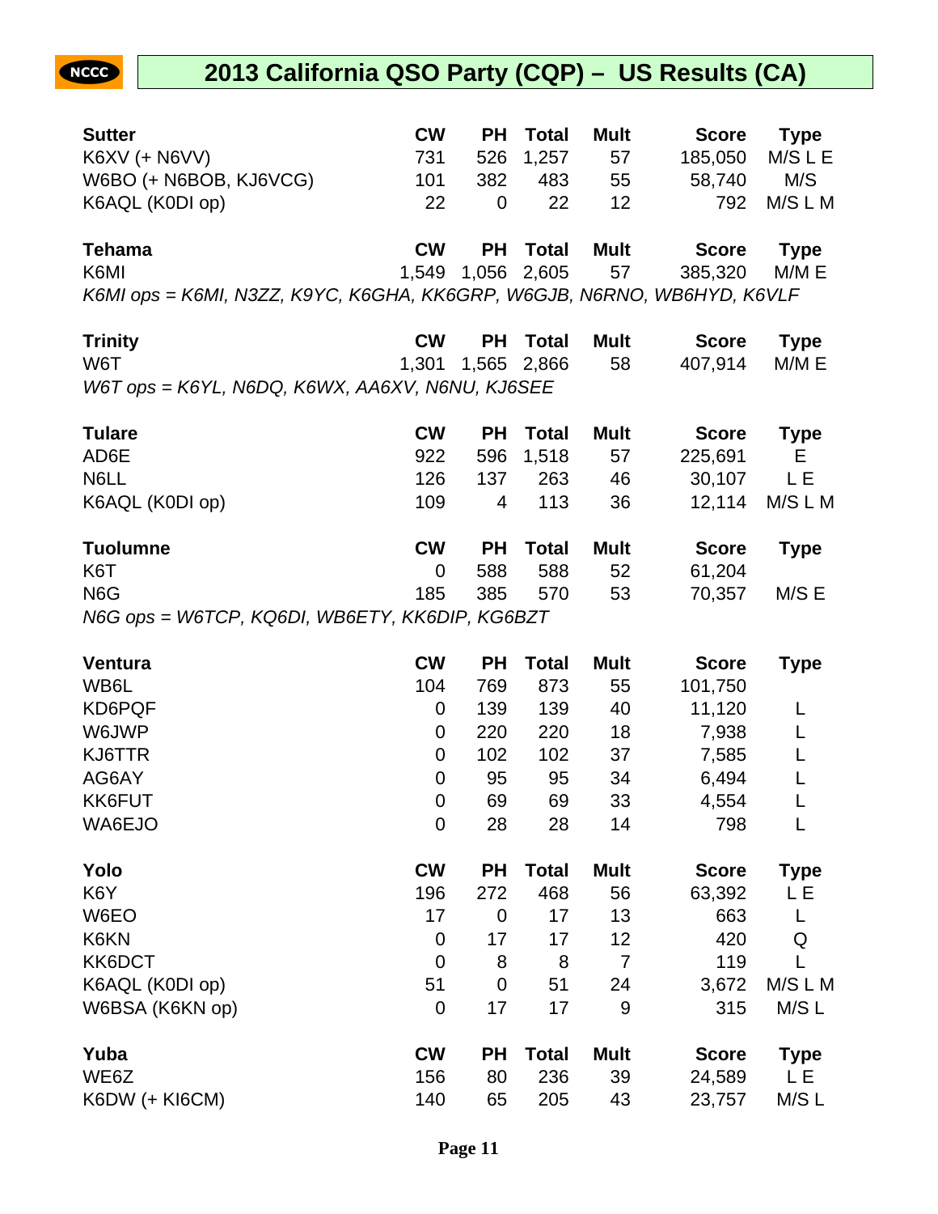# 2013 California QSO Party (CQP) – US Results (CA)

| Sutter | CW | PH | Total | Mult | Score | Type |
|---|---|---|---|---|---|---|
| K6XV (+ N6VV) | 731 | 526 | 1,257 | 57 | 185,050 | M/S L E |
| W6BO (+ N6BOB, KJ6VCG) | 101 | 382 | 483 | 55 | 58,740 | M/S |
| K6AQL (K0DI op) | 22 | 0 | 22 | 12 | 792 | M/S L M |

| Tehama | CW | PH | Total | Mult | Score | Type |
|---|---|---|---|---|---|---|
| K6MI | 1,549 | 1,056 | 2,605 | 57 | 385,320 | M/M E |

*K6MI ops = K6MI, N3ZZ, K9YC, K6GHA, KK6GRP, W6GJB, N6RNO, WB6HYD, K6VLF*

| Trinity | CW | PH | Total | Mult | Score | Type |
|---|---|---|---|---|---|---|
| W6T | 1,301 | 1,565 | 2,866 | 58 | 407,914 | M/M E |

*W6T ops = K6YL, N6DQ, K6WX, AA6XV, N6NU, KJ6SEE*

| Tulare | CW | PH | Total | Mult | Score | Type |
|---|---|---|---|---|---|---|
| AD6E | 922 | 596 | 1,518 | 57 | 225,691 | E |
| N6LL | 126 | 137 | 263 | 46 | 30,107 | L E |
| K6AQL (K0DI op) | 109 | 4 | 113 | 36 | 12,114 | M/S L M |

| Tuolumne | CW | PH | Total | Mult | Score | Type |
|---|---|---|---|---|---|---|
| K6T | 0 | 588 | 588 | 52 | 61,204 | |
| N6G | 185 | 385 | 570 | 53 | 70,357 | M/S E |

*N6G ops = W6TCP, KQ6DI, WB6ETY, KK6DIP, KG6BZT*

| Ventura | CW | PH | Total | Mult | Score | Type |
|---|---|---|---|---|---|---|
| WB6L | 104 | 769 | 873 | 55 | 101,750 | |
| KD6PQF | 0 | 139 | 139 | 40 | 11,120 | L |
| W6JWP | 0 | 220 | 220 | 18 | 7,938 | L |
| KJ6TTR | 0 | 102 | 102 | 37 | 7,585 | L |
| AG6AY | 0 | 95 | 95 | 34 | 6,494 | L |
| KK6FUT | 0 | 69 | 69 | 33 | 4,554 | L |
| WA6EJO | 0 | 28 | 28 | 14 | 798 | L |

| Yolo | CW | PH | Total | Mult | Score | Type |
|---|---|---|---|---|---|---|
| K6Y | 196 | 272 | 468 | 56 | 63,392 | L E |
| W6EO | 17 | 0 | 17 | 13 | 663 | L |
| K6KN | 0 | 17 | 17 | 12 | 420 | Q |
| KK6DCT | 0 | 8 | 8 | 7 | 119 | L |
| K6AQL (K0DI op) | 51 | 0 | 51 | 24 | 3,672 | M/S L M |
| W6BSA (K6KN op) | 0 | 17 | 17 | 9 | 315 | M/S L |

| Yuba | CW | PH | Total | Mult | Score | Type |
|---|---|---|---|---|---|---|
| WE6Z | 156 | 80 | 236 | 39 | 24,589 | L E |
| K6DW (+ KI6CM) | 140 | 65 | 205 | 43 | 23,757 | M/S L |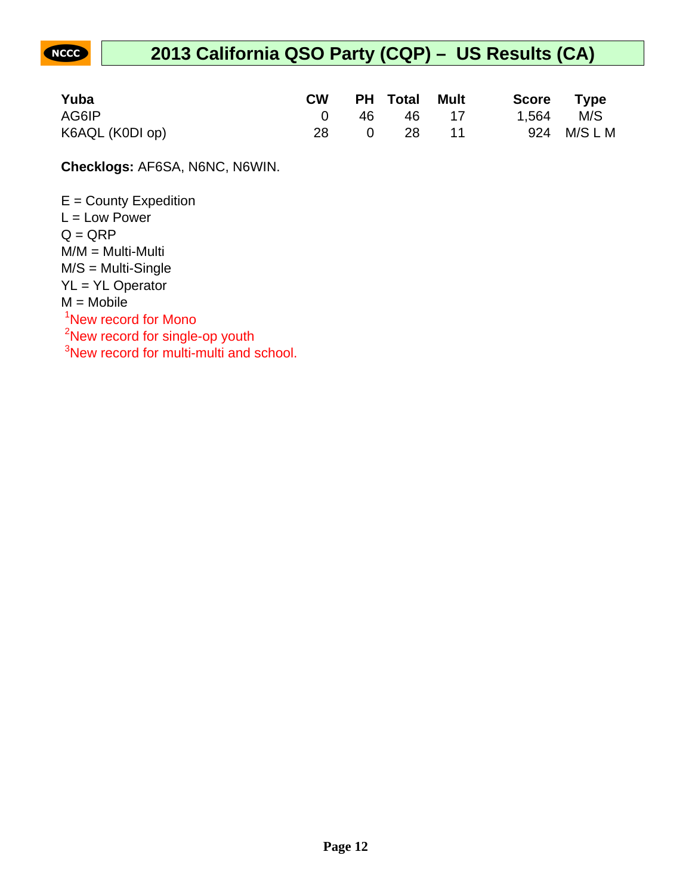# 2013 California QSO Party (CQP) – US Results (CA)

| Yuba | CW | PH | Total | Mult | Score | Type |
|---|---|---|---|---|---|---|
| AG6IP | 0 | 46 | 46 | 17 | 1,564 | M/S |
| K6AQL (K0DI op) | 28 | 0 | 28 | 11 | 924 | M/S L M |

**Checklogs:** AF6SA, N6NC, N6WIN.

E = County Expedition
L = Low Power
Q = QRP
M/M = Multi-Multi
M/S = Multi-Single
YL = YL Operator
M = Mobile
[1]New record for Mono
[2]New record for single-op youth
[3]New record for multi-multi and school.